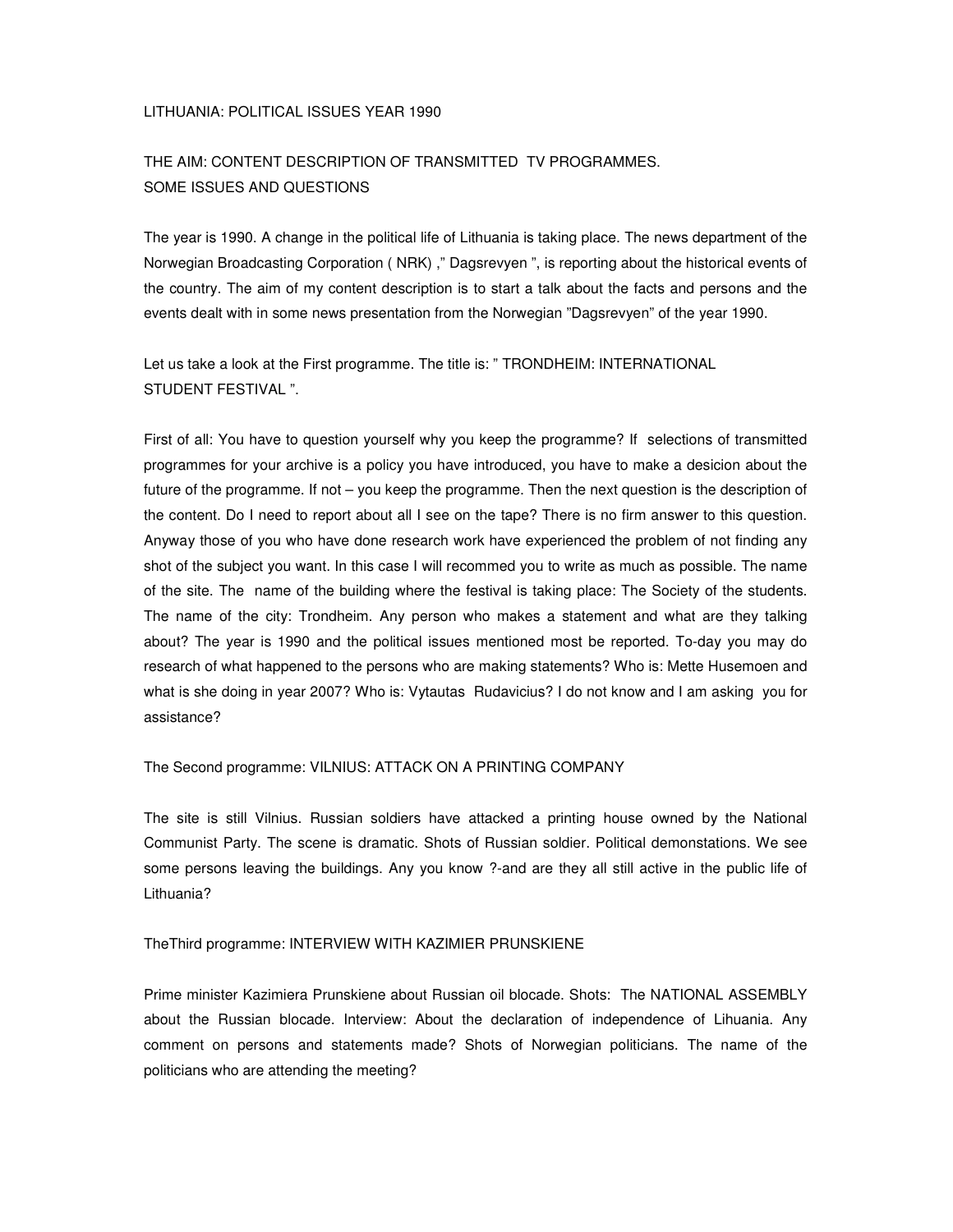LITHUANIA: POLITICAL ISSUES YEAR 1990

THE AIM: CONTENT DESCRIPTION OF TRANSMITTED TV PROGRAMMES.
SOME ISSUES AND QUESTIONS

The year is 1990. A change in the political life of Lithuania is taking place. The news department of the Norwegian Broadcasting Corporation ( NRK) ," Dagsrevyen ", is reporting about the historical events of the country. The aim of my content description is to start a talk about the facts and persons and the events dealt with in some news presentation from the Norwegian "Dagsrevyen" of the year 1990.

Let us take a look at the First programme. The title is: " TRONDHEIM: INTERNATIONAL STUDENT FESTIVAL ".

First of all: You have to question yourself why you keep the programme? If selections of transmitted programmes for your archive is a policy you have introduced, you have to make a desicion about the future of the programme. If not – you keep the programme. Then the next question is the description of the content. Do I need to report about all I see on the tape? There is no firm answer to this question. Anyway those of you who have done research work have experienced the problem of not finding any shot of the subject you want. In this case I will recommed you to write as much as possible. The name of the site. The name of the building where the festival is taking place: The Society of the students. The name of the city: Trondheim. Any person who makes a statement and what are they talking about? The year is 1990 and the political issues mentioned most be reported. To-day you may do research of what happened to the persons who are making statements? Who is: Mette Husemoen and what is she doing in year 2007? Who is: Vytautas Rudavicius? I do not know and I am asking you for assistance?

The Second programme: VILNIUS: ATTACK ON A PRINTING COMPANY

The site is still Vilnius. Russian soldiers have attacked a printing house owned by the National Communist Party. The scene is dramatic. Shots of Russian soldier. Political demonstations. We see some persons leaving the buildings. Any you know ?-and are they all still active in the public life of Lithuania?

TheThird programme: INTERVIEW WITH KAZIMIER PRUNSKIENE

Prime minister Kazimiera Prunskiene about Russian oil blocade. Shots: The NATIONAL ASSEMBLY about the Russian blocade. Interview: About the declaration of independence of Lihuania. Any comment on persons and statements made? Shots of Norwegian politicians. The name of the politicians who are attending the meeting?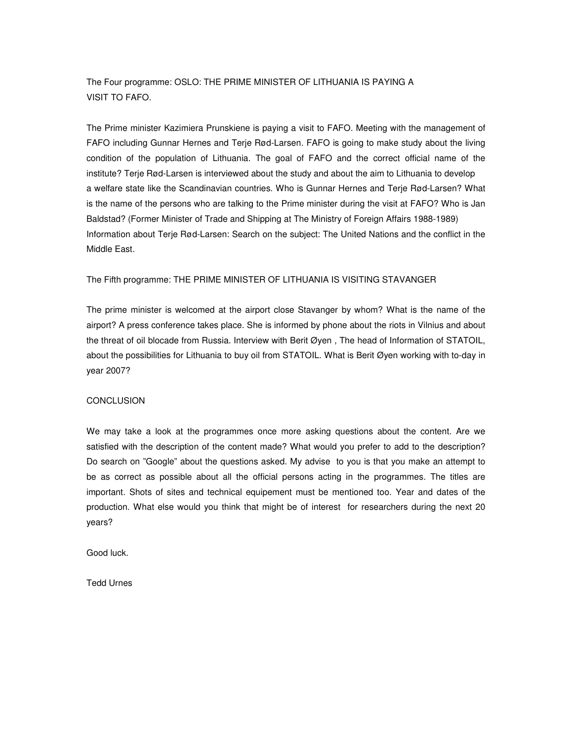The Four programme: OSLO: THE PRIME MINISTER OF LITHUANIA IS PAYING A VISIT TO FAFO.

The Prime minister Kazimiera Prunskiene is paying a visit to FAFO. Meeting with the management of FAFO including Gunnar Hernes and Terje Rød-Larsen. FAFO is going to make study about the living condition of the population of Lithuania. The goal of FAFO and the correct official name of the institute? Terje Rød-Larsen is interviewed about the study and about the aim to Lithuania to develop a welfare state like the Scandinavian countries. Who is Gunnar Hernes and Terje Rød-Larsen? What is the name of the persons who are talking to the Prime minister during the visit at FAFO? Who is Jan Baldstad? (Former Minister of Trade and Shipping at The Ministry of Foreign Affairs 1988-1989) Information about Terje Rød-Larsen: Search on the subject: The United Nations and the conflict in the Middle East.

The Fifth programme: THE PRIME MINISTER OF LITHUANIA IS VISITING STAVANGER

The prime minister is welcomed at the airport close Stavanger by whom? What is the name of the airport? A press conference takes place. She is informed by phone about the riots in Vilnius and about the threat of oil blocade from Russia. Interview with Berit Øyen , The head of Information of STATOIL, about the possibilities for Lithuania to buy oil from STATOIL. What is Berit Øyen working with to-day in year 2007?

CONCLUSION

We may take a look at the programmes once more asking questions about the content. Are we satisfied with the description of the content made? What would you prefer to add to the description? Do search on "Google" about the questions asked. My advise to you is that you make an attempt to be as correct as possible about all the official persons acting in the programmes. The titles are important. Shots of sites and technical equipement must be mentioned too. Year and dates of the production. What else would you think that might be of interest for researchers during the next 20 years?

Good luck.

Tedd Urnes